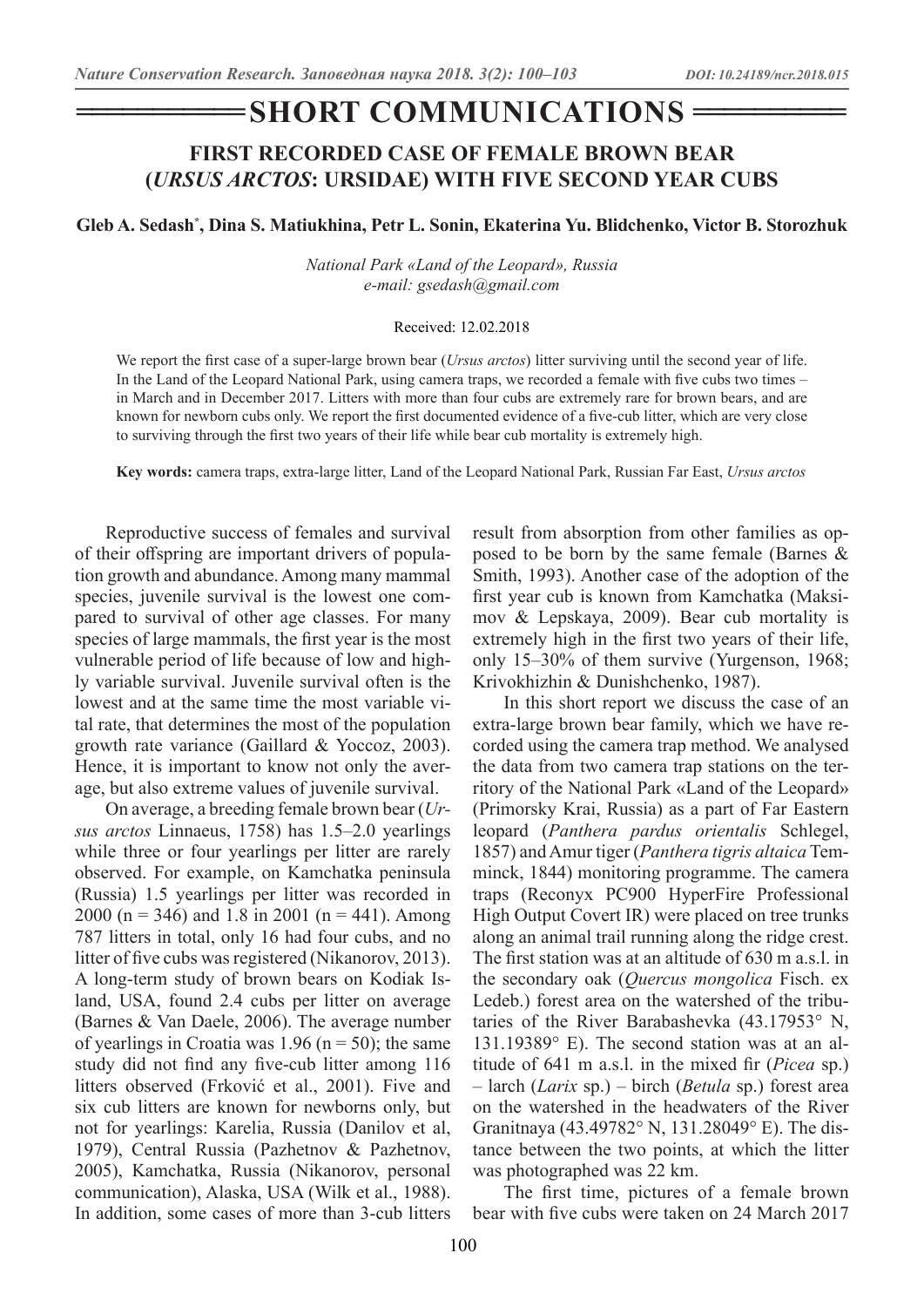# SHORT COMMUNICATIONS

## FIRST RECORDED CASE OF FEMALE BROWN BEAR (*URSUS ARCTOS*: URSIDAE) WITH FIVE SECOND YEAR CUBS

**Gleb A. Sedash*, Dina S. Matiukhina, Petr L. Sonin, Ekaterina Yu. Blidchenko, Victor B. Storozhuk**

*National Park «Land of the Leopard», Russia*
*e-mail: gsedash@gmail.com*

Received: 12.02.2018

We report the first case of a super-large brown bear (*Ursus arctos*) litter surviving until the second year of life. In the Land of the Leopard National Park, using camera traps, we recorded a female with five cubs two times – in March and in December 2017. Litters with more than four cubs are extremely rare for brown bears, and are known for newborn cubs only. We report the first documented evidence of a five-cub litter, which are very close to surviving through the first two years of their life while bear cub mortality is extremely high.

**Key words:** camera traps, extra-large litter, Land of the Leopard National Park, Russian Far East, *Ursus arctos*

Reproductive success of females and survival of their offspring are important drivers of population growth and abundance. Among many mammal species, juvenile survival is the lowest one compared to survival of other age classes. For many species of large mammals, the first year is the most vulnerable period of life because of low and highly variable survival. Juvenile survival often is the lowest and at the same time the most variable vital rate, that determines the most of the population growth rate variance (Gaillard & Yoccoz, 2003). Hence, it is important to know not only the average, but also extreme values of juvenile survival.

On average, a breeding female brown bear (*Ursus arctos* Linnaeus, 1758) has 1.5–2.0 yearlings while three or four yearlings per litter are rarely observed. For example, on Kamchatka peninsula (Russia) 1.5 yearlings per litter was recorded in 2000 (n = 346) and 1.8 in 2001 (n = 441). Among 787 litters in total, only 16 had four cubs, and no litter of five cubs was registered (Nikanorov, 2013). A long-term study of brown bears on Kodiak Island, USA, found 2.4 cubs per litter on average (Barnes & Van Daele, 2006). The average number of yearlings in Croatia was 1.96 (n = 50); the same study did not find any five-cub litter among 116 litters observed (Frković et al., 2001). Five and six cub litters are known for newborns only, but not for yearlings: Karelia, Russia (Danilov et al, 1979), Central Russia (Pazhetnov & Pazhetnov, 2005), Kamchatka, Russia (Nikanorov, personal communication), Alaska, USA (Wilk et al., 1988). In addition, some cases of more than 3-cub litters result from absorption from other families as opposed to be born by the same female (Barnes & Smith, 1993). Another case of the adoption of the first year cub is known from Kamchatka (Maksimov & Lepskaya, 2009). Bear cub mortality is extremely high in the first two years of their life, only 15–30% of them survive (Yurgenson, 1968; Krivokhizhin & Dunishchenko, 1987).

In this short report we discuss the case of an extra-large brown bear family, which we have recorded using the camera trap method. We analysed the data from two camera trap stations on the territory of the National Park «Land of the Leopard» (Primorsky Krai, Russia) as a part of Far Eastern leopard (*Panthera pardus orientalis* Schlegel, 1857) and Amur tiger (*Panthera tigris altaica* Temminck, 1844) monitoring programme. The camera traps (Reconyx PC900 HyperFire Professional High Output Covert IR) were placed on tree trunks along an animal trail running along the ridge crest. The first station was at an altitude of 630 m a.s.l. in the secondary oak (*Quercus mongolica* Fisch. ex Ledeb.) forest area on the watershed of the tributaries of the River Barabashevka (43.17953° N, 131.19389° E). The second station was at an altitude of 641 m a.s.l. in the mixed fir (*Picea* sp.) – larch (*Larix* sp.) – birch (*Betula* sp.) forest area on the watershed in the headwaters of the River Granitnaya (43.49782° N, 131.28049° E). The distance between the two points, at which the litter was photographed was 22 km.

The first time, pictures of a female brown bear with five cubs were taken on 24 March 2017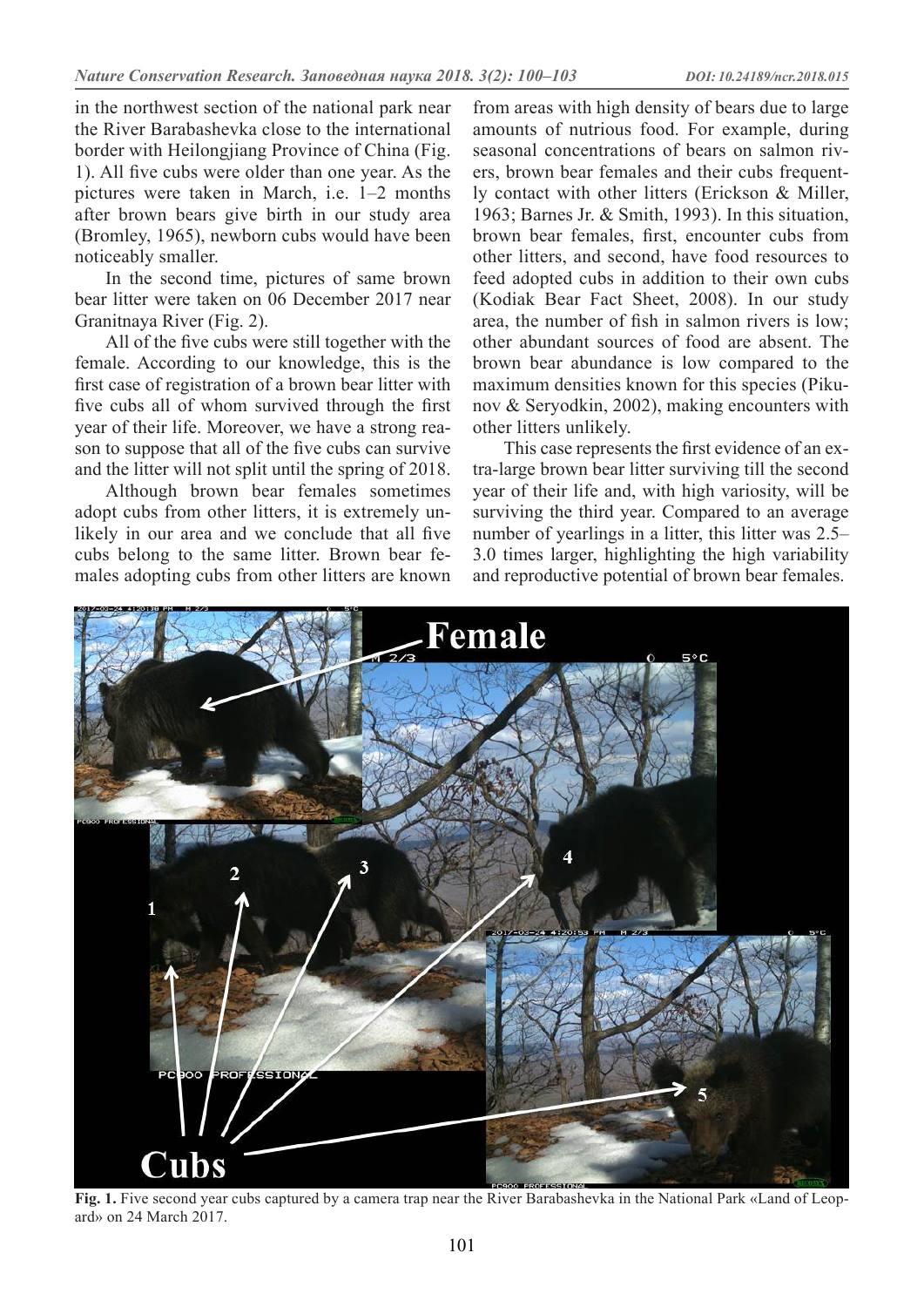in the northwest section of the national park near the River Barabashevka close to the international border with Heilongjiang Province of China (Fig. 1). All five cubs were older than one year. As the pictures were taken in March, i.e. 1–2 months after brown bears give birth in our study area (Bromley, 1965), newborn cubs would have been noticeably smaller.

In the second time, pictures of same brown bear litter were taken on 06 December 2017 near Granitnaya River (Fig. 2).

All of the five cubs were still together with the female. According to our knowledge, this is the first case of registration of a brown bear litter with five cubs all of whom survived through the first year of their life. Moreover, we have a strong reason to suppose that all of the five cubs can survive and the litter will not split until the spring of 2018.

Although brown bear females sometimes adopt cubs from other litters, it is extremely unlikely in our area and we conclude that all five cubs belong to the same litter. Brown bear females adopting cubs from other litters are known from areas with high density of bears due to large amounts of nutrious food. For example, during seasonal concentrations of bears on salmon rivers, brown bear females and their cubs frequently contact with other litters (Erickson & Miller, 1963; Barnes Jr. & Smith, 1993). In this situation, brown bear females, first, encounter cubs from other litters, and second, have food resources to feed adopted cubs in addition to their own cubs (Kodiak Bear Fact Sheet, 2008). In our study area, the number of fish in salmon rivers is low; other abundant sources of food are absent. The brown bear abundance is low compared to the maximum densities known for this species (Pikunov & Seryodkin, 2002), making encounters with other litters unlikely.

This case represents the first evidence of an extra-large brown bear litter surviving till the second year of their life and, with high variosity, will be surviving the third year. Compared to an average number of yearlings in a litter, this litter was 2.5–3.0 times larger, highlighting the high variability and reproductive potential of brown bear females.

**Fig. 1.** Five second year cubs captured by a camera trap near the River Barabashevka in the National Park «Land of Leopard» on 24 March 2017.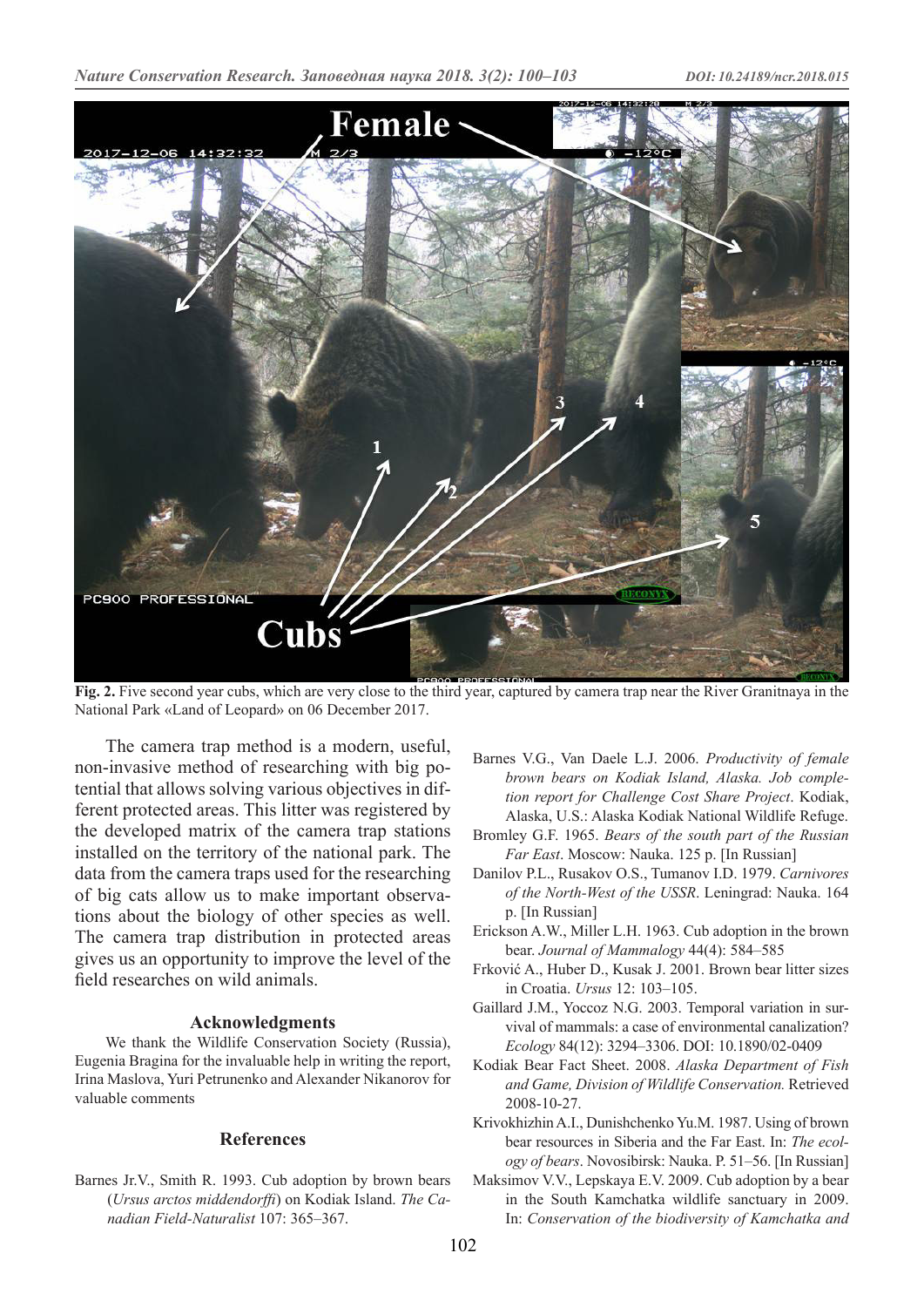**Fig. 2.** Five second year cubs, which are very close to the third year, captured by camera trap near the River Granitnaya in the National Park «Land of Leopard» on 06 December 2017.

The camera trap method is a modern, useful, non-invasive method of researching with big potential that allows solving various objectives in different protected areas. This litter was registered by the developed matrix of the camera trap stations installed on the territory of the national park. The data from the camera traps used for the researching of big cats allow us to make important observations about the biology of other species as well. The camera trap distribution in protected areas gives us an opportunity to improve the level of the field researches on wild animals.

### Acknowledgments

We thank the Wildlife Conservation Society (Russia), Eugenia Bragina for the invaluable help in writing the report, Irina Maslova, Yuri Petrunenko and Alexander Nikanorov for valuable comments

### References

Barnes Jr.V., Smith R. 1993. Cub adoption by brown bears (*Ursus arctos middendorffi*) on Kodiak Island. *The Canadian Field-Naturalist* 107: 365–367.

Barnes V.G., Van Daele L.J. 2006. *Productivity of female brown bears on Kodiak Island, Alaska. Job completion report for Challenge Cost Share Project*. Kodiak, Alaska, U.S.: Alaska Kodiak National Wildlife Refuge.

Bromley G.F. 1965. *Bears of the south part of the Russian Far East*. Moscow: Nauka. 125 p. [In Russian]

Danilov P.L., Rusakov O.S., Tumanov I.D. 1979. *Carnivores of the North-West of the USSR*. Leningrad: Nauka. 164 p. [In Russian]

Erickson A.W., Miller L.H. 1963. Cub adoption in the brown bear. *Journal of Mammalogy* 44(4): 584–585

Frković A., Huber D., Kusak J. 2001. Brown bear litter sizes in Croatia. *Ursus* 12: 103–105.

Gaillard J.M., Yoccoz N.G. 2003. Temporal variation in survival of mammals: a case of environmental canalization? *Ecology* 84(12): 3294–3306. DOI: 10.1890/02-0409

Kodiak Bear Fact Sheet. 2008. *Alaska Department of Fish and Game, Division of Wildlife Conservation.* Retrieved 2008-10-27.

Krivokhizhin A.I., Dunishchenko Yu.M. 1987. Using of brown bear resources in Siberia and the Far East. In: *The ecology of bears*. Novosibirsk: Nauka. P. 51–56. [In Russian]

Maksimov V.V., Lepskaya E.V. 2009. Cub adoption by a bear in the South Kamchatka wildlife sanctuary in 2009. In: *Conservation of the biodiversity of Kamchatka and*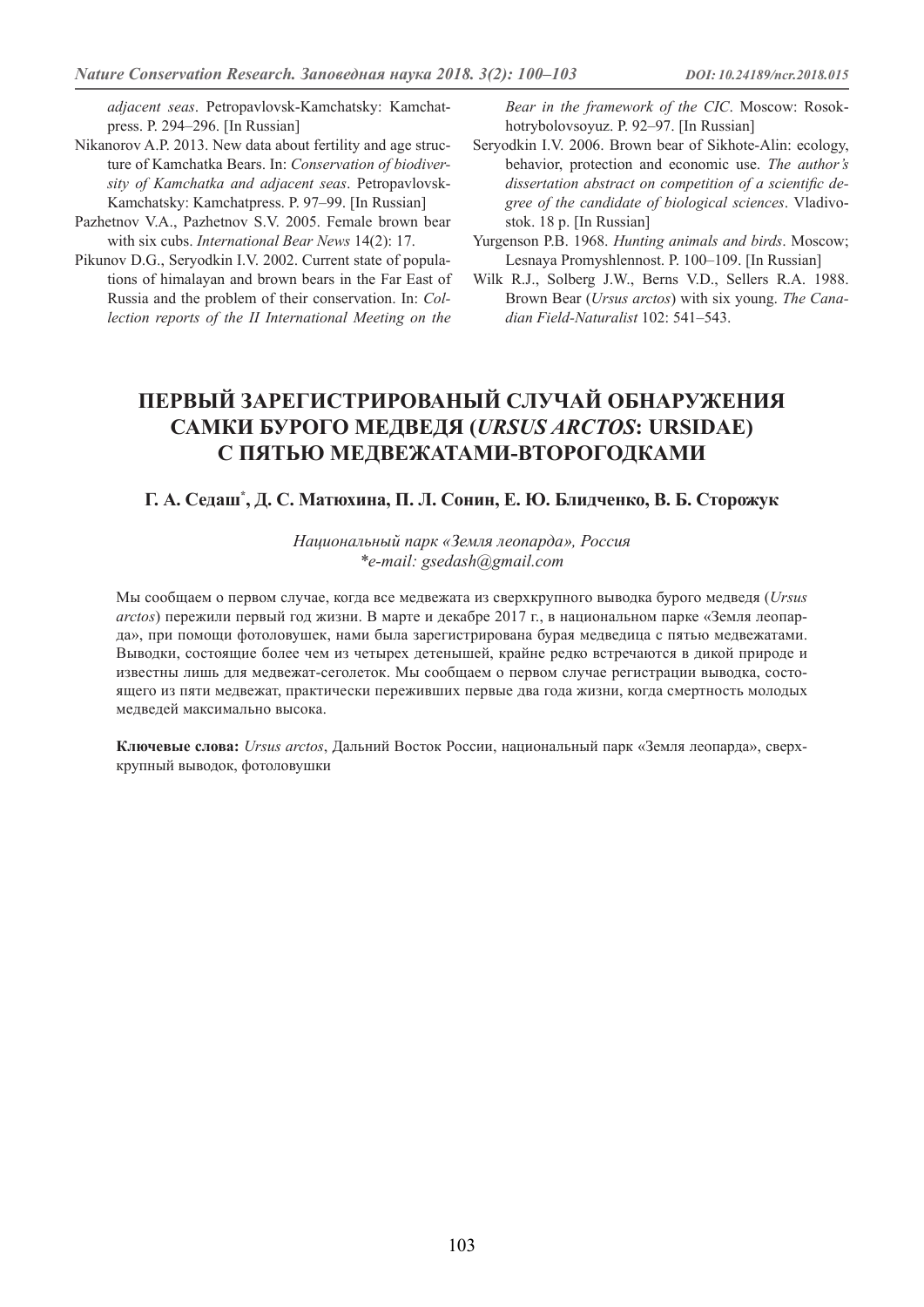*adjacent seas*. Petropavlovsk-Kamchatsky: Kamchatpress. P. 294–296. [In Russian]

Nikanorov A.P. 2013. New data about fertility and age structure of Kamchatka Bears. In: *Conservation of biodiversity of Kamchatka and adjacent seas*. Petropavlovsk-Kamchatsky: Kamchatpress. P. 97–99. [In Russian]

Pazhetnov V.A., Pazhetnov S.V. 2005. Female brown bear with six cubs. *International Bear News* 14(2): 17.

Pikunov D.G., Seryodkin I.V. 2002. Current state of populations of himalayan and brown bears in the Far East of Russia and the problem of their conservation. In: *Collection reports of the II International Meeting on the Bear in the framework of the CIC*. Moscow: Rosokhotrybolovsoyuz. P. 92–97. [In Russian]

Seryodkin I.V. 2006. Brown bear of Sikhote-Alin: ecology, behavior, protection and economic use. *The author's dissertation abstract on competition of a scientific degree of the candidate of biological sciences*. Vladivostok. 18 p. [In Russian]

Yurgenson P.B. 1968. *Hunting animals and birds*. Moscow; Lesnaya Promyshlennost. P. 100–109. [In Russian]

Wilk R.J., Solberg J.W., Berns V.D., Sellers R.A. 1988. Brown Bear (*Ursus arctos*) with six young. *The Canadian Field-Naturalist* 102: 541–543.

# ПЕРВЫЙ ЗАРЕГИСТРИРОВАНЫЙ СЛУЧАЙ ОБНАРУЖЕНИЯ САМКИ БУРОГО МЕДВЕДЯ (*URSUS ARCTOS*: URSIDAE) С ПЯТЬЮ МЕДВЕЖАТАМИ-ВТОРОГОДКАМИ

**Г. А. Седаш[*], Д. С. Матюхина, П. Л. Сонин, Е. Ю. Блидченко, В. Б. Сторожук**

*Национальный парк «Земля леопарда», Россия*
*\*e-mail: gsedash@gmail.com*

Мы сообщаем о первом случае, когда все медвежата из сверхкрупного выводка бурого медведя (*Ursus arctos*) пережили первый год жизни. В марте и декабре 2017 г., в национальном парке «Земля леопарда», при помощи фотоловушек, нами была зарегистрирована бурая медведица с пятью медвежатами. Выводки, состоящие более чем из четырех детенышей, крайне редко встречаются в дикой природе и известны лишь для медвежат-сеголеток. Мы сообщаем о первом случае регистрации выводка, состоящего из пяти медвежат, практически переживших первые два года жизни, когда смертность молодых медведей максимально высока.

**Ключевые слова:** *Ursus arctos*, Дальний Восток России, национальный парк «Земля леопарда», сверхкрупный выводок, фотоловушки